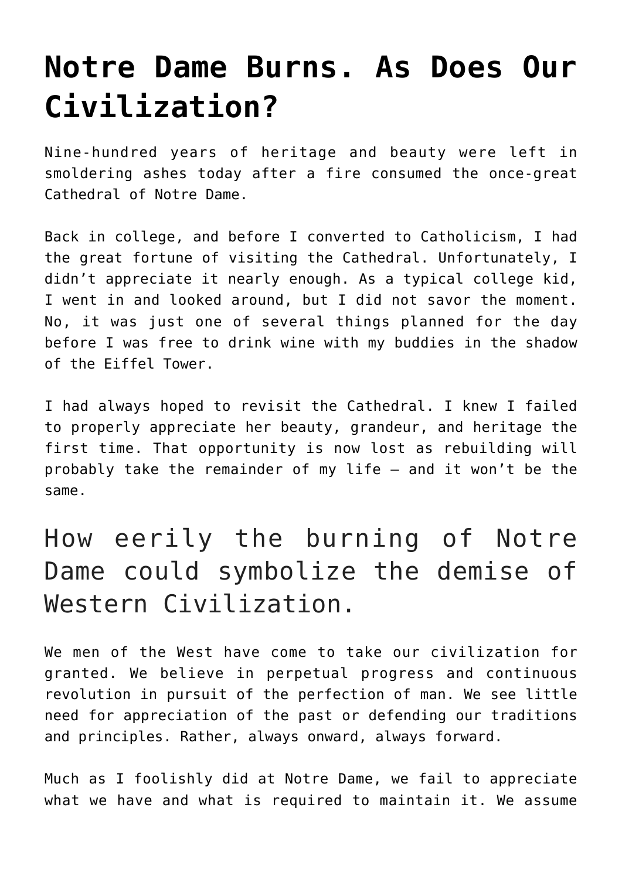# Notre Dame Burns. As Does Our Civilization?

Nine-hundred years of heritage and beauty were left in smoldering ashes today after a fire consumed the once-great Cathedral of Notre Dame.

Back in college, and before I converted to Catholicism, I had the great fortune of visiting the Cathedral. Unfortunately, I didn't appreciate it nearly enough. As a typical college kid, I went in and looked around, but I did not savor the moment. No, it was just one of several things planned for the day before I was free to drink wine with my buddies in the shadow of the Eiffel Tower.

I had always hoped to revisit the Cathedral. I knew I failed to properly appreciate her beauty, grandeur, and heritage the first time. That opportunity is now lost as rebuilding will probably take the remainder of my life – and it won't be the same.

## How eerily the burning of Notre Dame could symbolize the demise of Western Civilization.

We men of the West have come to take our civilization for granted. We believe in perpetual progress and continuous revolution in pursuit of the perfection of man. We see little need for appreciation of the past or defending our traditions and principles. Rather, always onward, always forward.

Much as I foolishly did at Notre Dame, we fail to appreciate what we have and what is required to maintain it. We assume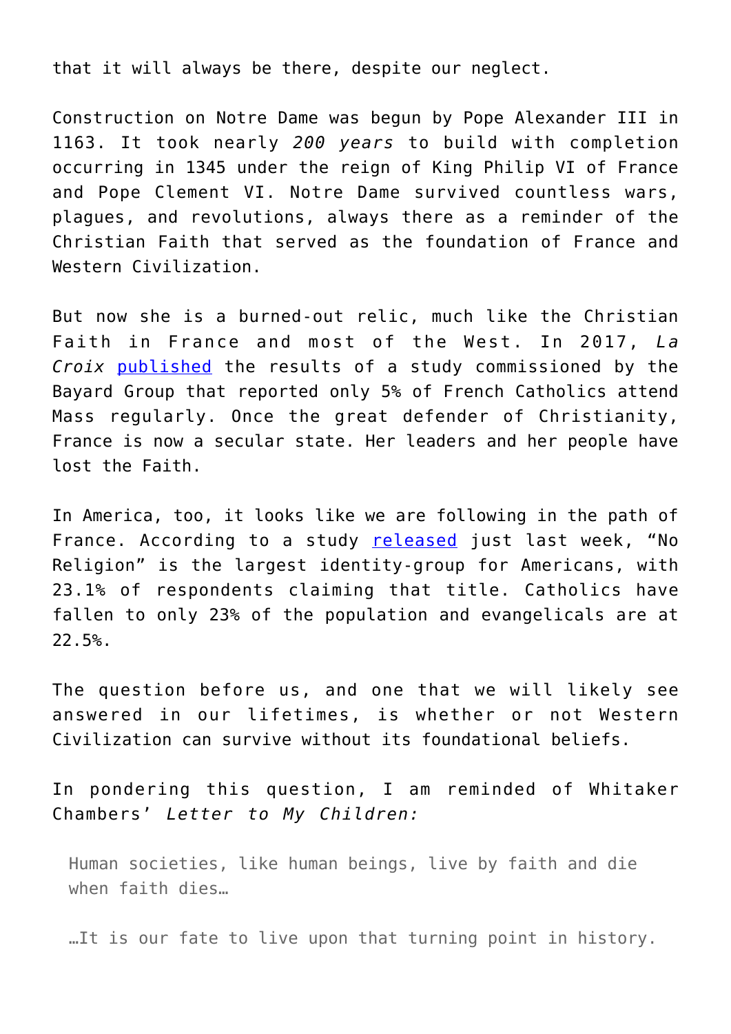that it will always be there, despite our neglect.

Construction on Notre Dame was begun by Pope Alexander III in 1163. It took nearly *200 years* to build with completion occurring in 1345 under the reign of King Philip VI of France and Pope Clement VI. Notre Dame survived countless wars, plagues, and revolutions, always there as a reminder of the Christian Faith that served as the foundation of France and Western Civilization.

But now she is a burned-out relic, much like the Christian Faith in France and most of the West. In 2017, *La Croix* published the results of a study commissioned by the Bayard Group that reported only 5% of French Catholics attend Mass regularly. Once the great defender of Christianity, France is now a secular state. Her leaders and her people have lost the Faith.

In America, too, it looks like we are following in the path of France. According to a study released just last week, "No Religion" is the largest identity-group for Americans, with 23.1% of respondents claiming that title. Catholics have fallen to only 23% of the population and evangelicals are at 22.5%.

The question before us, and one that we will likely see answered in our lifetimes, is whether or not Western Civilization can survive without its foundational beliefs.

In pondering this question, I am reminded of Whitaker Chambers' *Letter to My Children:*

> Human societies, like human beings, live by faith and die when faith dies…
>
> …It is our fate to live upon that turning point in history.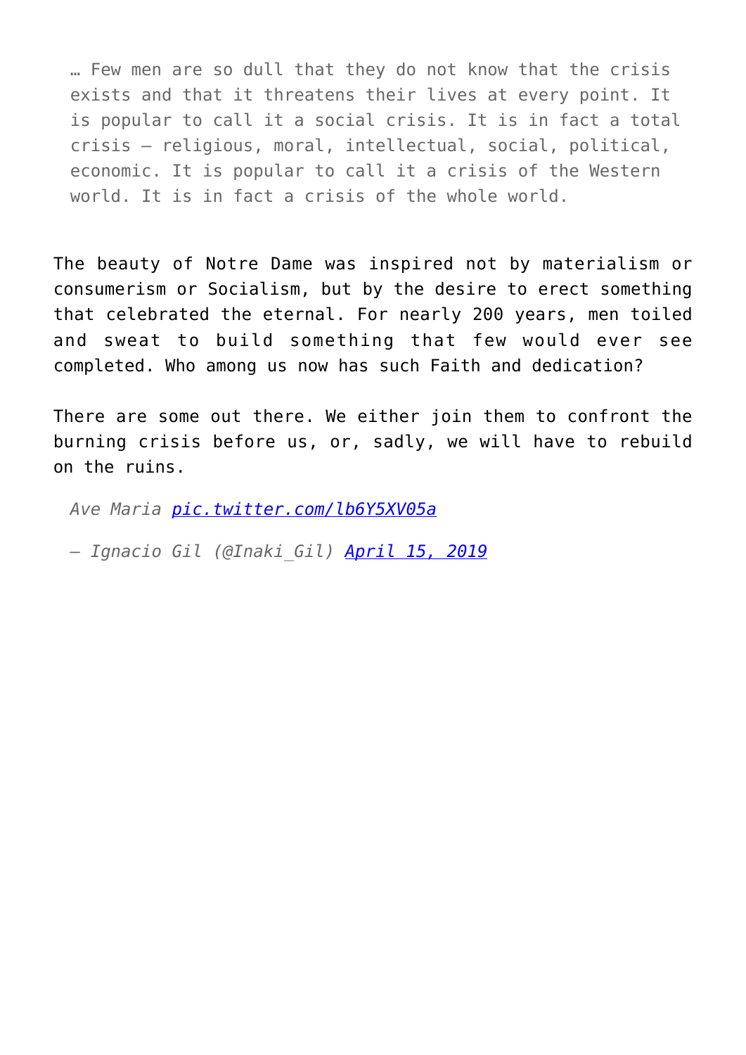> … Few men are so dull that they do not know that the crisis exists and that it threatens their lives at every point. It is popular to call it a social crisis. It is in fact a total crisis – religious, moral, intellectual, social, political, economic. It is popular to call it a crisis of the Western world. It is in fact a crisis of the whole world.

The beauty of Notre Dame was inspired not by materialism or consumerism or Socialism, but by the desire to erect something that celebrated the eternal. For nearly 200 years, men toiled and sweat to build something that few would ever see completed. Who among us now has such Faith and dedication?

There are some out there. We either join them to confront the burning crisis before us, or, sadly, we will have to rebuild on the ruins.

> *Ave Maria [pic.twitter.com/lb6Y5XV05a](pic.twitter.com/lb6Y5XV05a)*
>
> *— Ignacio Gil (@Inaki_Gil) [April 15, 2019](April 15, 2019)*